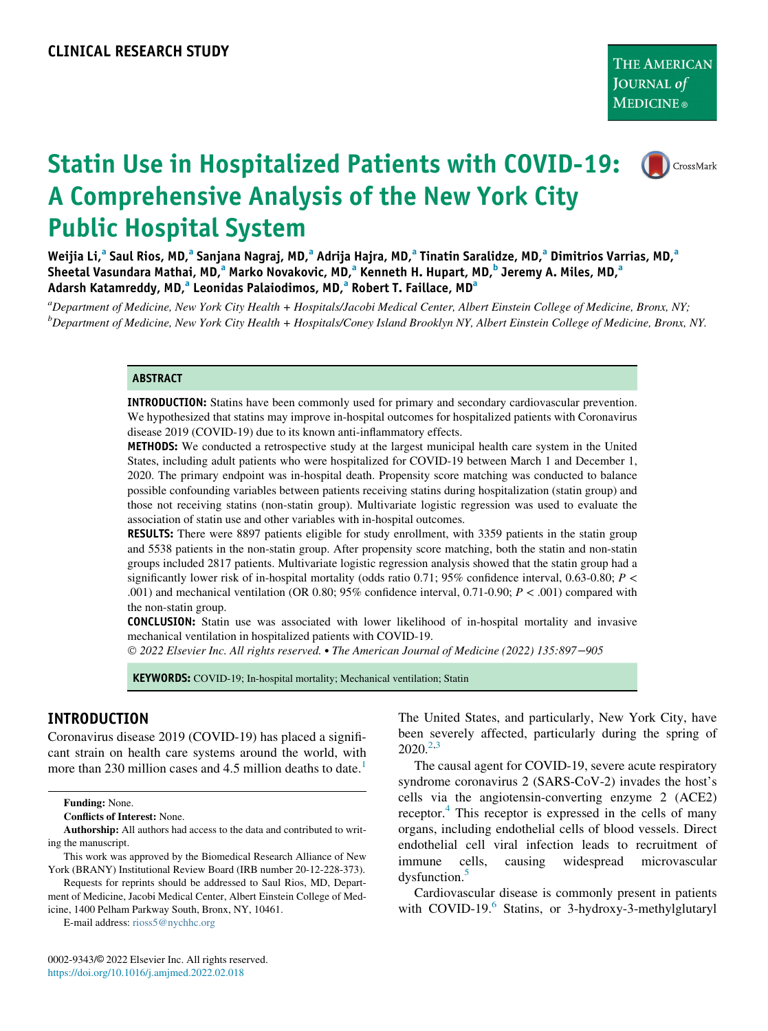CLINICAL RESEARCH STUDY

# Statin Use in Hospitalized Patients with COVID-19: A Comprehensive Analysis of the New York City Public Hospital System

Weijia Li,[a] Saul Rios, MD,[a] Sanjana Nagraj, MD,[a] Adrija Hajra, MD,[a] Tinatin Saralidze, MD,[a] Dimitrios Varrias, MD,[a] Sheetal Vasundara Mathai, MD,[a] Marko Novakovic, MD,[a] Kenneth H. Hupart, MD,[b] Jeremy A. Miles, MD,[a] Adarsh Katamreddy, MD,[a] Leonidas Palaiodimos, MD,[a] Robert T. Faillace, MD[a]

[a]*Department of Medicine, New York City Health + Hospitals/Jacobi Medical Center, Albert Einstein College of Medicine, Bronx, NY;*
[b]*Department of Medicine, New York City Health + Hospitals/Coney Island Brooklyn NY, Albert Einstein College of Medicine, Bronx, NY.*

## ABSTRACT

**INTRODUCTION:** Statins have been commonly used for primary and secondary cardiovascular prevention. We hypothesized that statins may improve in-hospital outcomes for hospitalized patients with Coronavirus disease 2019 (COVID-19) due to its known anti-inflammatory effects.

**METHODS:** We conducted a retrospective study at the largest municipal health care system in the United States, including adult patients who were hospitalized for COVID-19 between March 1 and December 1, 2020. The primary endpoint was in-hospital death. Propensity score matching was conducted to balance possible confounding variables between patients receiving statins during hospitalization (statin group) and those not receiving statins (non-statin group). Multivariate logistic regression was used to evaluate the association of statin use and other variables with in-hospital outcomes.

**RESULTS:** There were 8897 patients eligible for study enrollment, with 3359 patients in the statin group and 5538 patients in the non-statin group. After propensity score matching, both the statin and non-statin groups included 2817 patients. Multivariate logistic regression analysis showed that the statin group had a significantly lower risk of in-hospital mortality (odds ratio 0.71; 95% confidence interval, 0.63-0.80; $P < .001$) and mechanical ventilation (OR 0.80; 95% confidence interval, 0.71-0.90; $P < .001$) compared with the non-statin group.

**CONCLUSION:** Statin use was associated with lower likelihood of in-hospital mortality and invasive mechanical ventilation in hospitalized patients with COVID-19.

*© 2022 Elsevier Inc. All rights reserved. • The American Journal of Medicine (2022) 135:897−905*

**KEYWORDS:** COVID-19; In-hospital mortality; Mechanical ventilation; Statin

## INTRODUCTION

Coronavirus disease 2019 (COVID-19) has placed a significant strain on health care systems around the world, with more than 230 million cases and 4.5 million deaths to date.[1] The United States, and particularly, New York City, have been severely affected, particularly during the spring of 2020.[2,3]

The causal agent for COVID-19, severe acute respiratory syndrome coronavirus 2 (SARS-CoV-2) invades the host's cells via the angiotensin-converting enzyme 2 (ACE2) receptor.[4] This receptor is expressed in the cells of many organs, including endothelial cells of blood vessels. Direct endothelial cell viral infection leads to recruitment of immune cells, causing widespread microvascular dysfunction.[5]

Cardiovascular disease is commonly present in patients with COVID-19.[6] Statins, or 3-hydroxy-3-methylglutaryl

**Funding:** None.

**Conflicts of Interest:** None.

**Authorship:** All authors had access to the data and contributed to writing the manuscript.

This work was approved by the Biomedical Research Alliance of New York (BRANY) Institutional Review Board (IRB number 20-12-228-373).

Requests for reprints should be addressed to Saul Rios, MD, Department of Medicine, Jacobi Medical Center, Albert Einstein College of Medicine, 1400 Pelham Parkway South, Bronx, NY, 10461.

E-mail address: rioss5@nychhc.org

0002-9343/© 2022 Elsevier Inc. All rights reserved.
https://doi.org/10.1016/j.amjmed.2022.02.018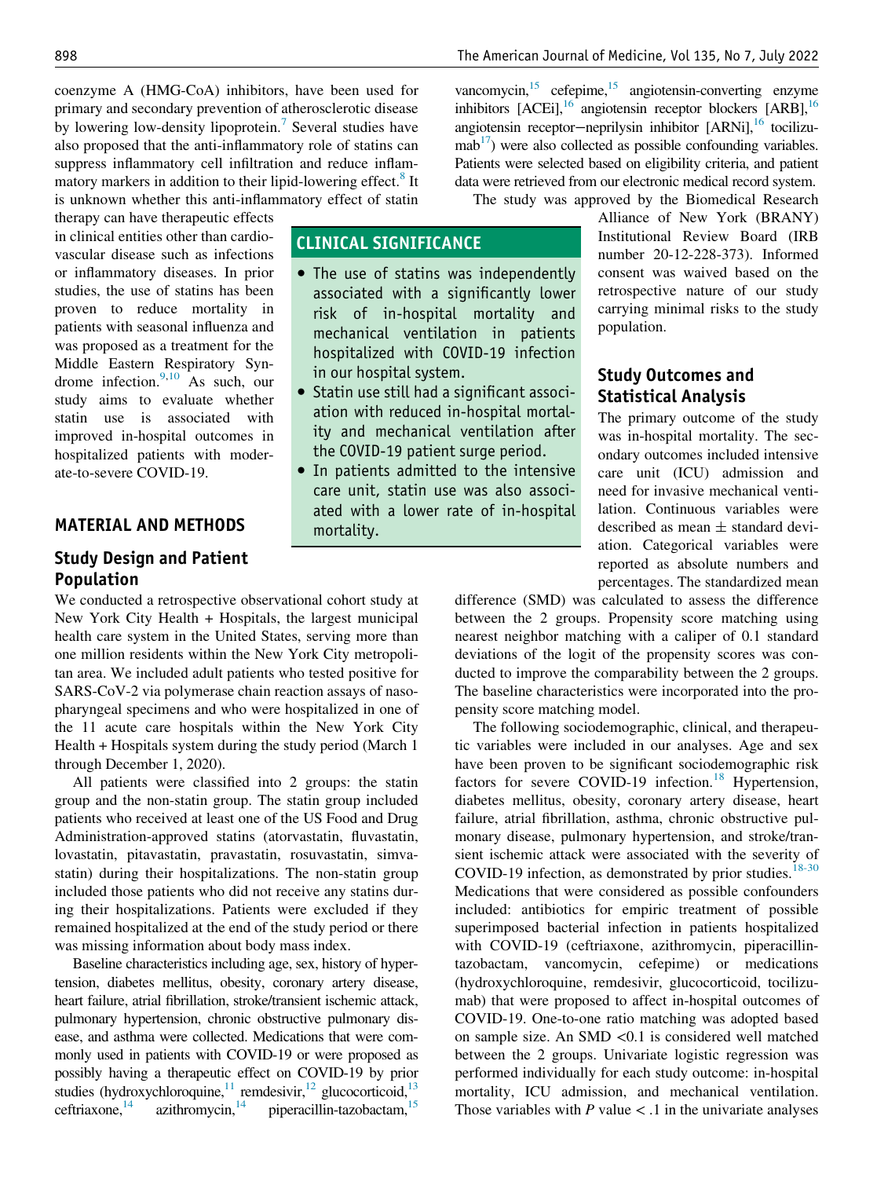coenzyme A (HMG-CoA) inhibitors, have been used for primary and secondary prevention of atherosclerotic disease by lowering low-density lipoprotein.[7] Several studies have also proposed that the anti-inflammatory role of statins can suppress inflammatory cell infiltration and reduce inflammatory markers in addition to their lipid-lowering effect.[8] It is unknown whether this anti-inflammatory effect of statin therapy can have therapeutic effects in clinical entities other than cardiovascular disease such as infections or inflammatory diseases. In prior studies, the use of statins has been proven to reduce mortality in patients with seasonal influenza and was proposed as a treatment for the Middle Eastern Respiratory Syndrome infection.[9,10] As such, our study aims to evaluate whether statin use is associated with improved in-hospital outcomes in hospitalized patients with moderate-to-severe COVID-19.

## CLINICAL SIGNIFICANCE

- The use of statins was independently associated with a significantly lower risk of in-hospital mortality and mechanical ventilation in patients hospitalized with COVID-19 infection in our hospital system.
- Statin use still had a significant association with reduced in-hospital mortality and mechanical ventilation after the COVID-19 patient surge period.
- In patients admitted to the intensive care unit, statin use was also associated with a lower rate of in-hospital mortality.

## MATERIAL AND METHODS

### Study Design and Patient Population

We conducted a retrospective observational cohort study at New York City Health + Hospitals, the largest municipal health care system in the United States, serving more than one million residents within the New York City metropolitan area. We included adult patients who tested positive for SARS-CoV-2 via polymerase chain reaction assays of nasopharyngeal specimens and who were hospitalized in one of the 11 acute care hospitals within the New York City Health + Hospitals system during the study period (March 1 through December 1, 2020).

All patients were classified into 2 groups: the statin group and the non-statin group. The statin group included patients who received at least one of the US Food and Drug Administration-approved statins (atorvastatin, fluvastatin, lovastatin, pitavastatin, pravastatin, rosuvastatin, simvastatin) during their hospitalizations. The non-statin group included those patients who did not receive any statins during their hospitalizations. Patients were excluded if they remained hospitalized at the end of the study period or there was missing information about body mass index.

Baseline characteristics including age, sex, history of hypertension, diabetes mellitus, obesity, coronary artery disease, heart failure, atrial fibrillation, stroke/transient ischemic attack, pulmonary hypertension, chronic obstructive pulmonary disease, and asthma were collected. Medications that were commonly used in patients with COVID-19 or were proposed as possibly having a therapeutic effect on COVID-19 by prior studies (hydroxychloroquine,[11] remdesivir,[12] glucocorticoid,[13] ceftriaxone,[14] azithromycin,[14] piperacillin-tazobactam,[15] vancomycin,[15] cefepime,[15] angiotensin-converting enzyme inhibitors [ACEi],[16] angiotensin receptor blockers [ARB],[16] angiotensin receptor−neprilysin inhibitor [ARNi],[16] tocilizumab[17]) were also collected as possible confounding variables. Patients were selected based on eligibility criteria, and patient data were retrieved from our electronic medical record system.

The study was approved by the Biomedical Research Alliance of New York (BRANY) Institutional Review Board (IRB number 20-12-228-373). Informed consent was waived based on the retrospective nature of our study carrying minimal risks to the study population.

### Study Outcomes and Statistical Analysis

The primary outcome of the study was in-hospital mortality. The secondary outcomes included intensive care unit (ICU) admission and need for invasive mechanical ventilation. Continuous variables were described as mean ± standard deviation. Categorical variables were reported as absolute numbers and percentages. The standardized mean difference (SMD) was calculated to assess the difference between the 2 groups. Propensity score matching using nearest neighbor matching with a caliper of 0.1 standard deviations of the logit of the propensity scores was conducted to improve the comparability between the 2 groups. The baseline characteristics were incorporated into the propensity score matching model.

The following sociodemographic, clinical, and therapeutic variables were included in our analyses. Age and sex have been proven to be significant sociodemographic risk factors for severe COVID-19 infection.[18] Hypertension, diabetes mellitus, obesity, coronary artery disease, heart failure, atrial fibrillation, asthma, chronic obstructive pulmonary disease, pulmonary hypertension, and stroke/transient ischemic attack were associated with the severity of COVID-19 infection, as demonstrated by prior studies.[18-30] Medications that were considered as possible confounders included: antibiotics for empiric treatment of possible superimposed bacterial infection in patients hospitalized with COVID-19 (ceftriaxone, azithromycin, piperacillin-tazobactam, vancomycin, cefepime) or medications (hydroxychloroquine, remdesivir, glucocorticoid, tocilizumab) that were proposed to affect in-hospital outcomes of COVID-19. One-to-one ratio matching was adopted based on sample size. An SMD <0.1 is considered well matched between the 2 groups. Univariate logistic regression was performed individually for each study outcome: in-hospital mortality, ICU admission, and mechanical ventilation. Those variables with $P$ value < .1 in the univariate analyses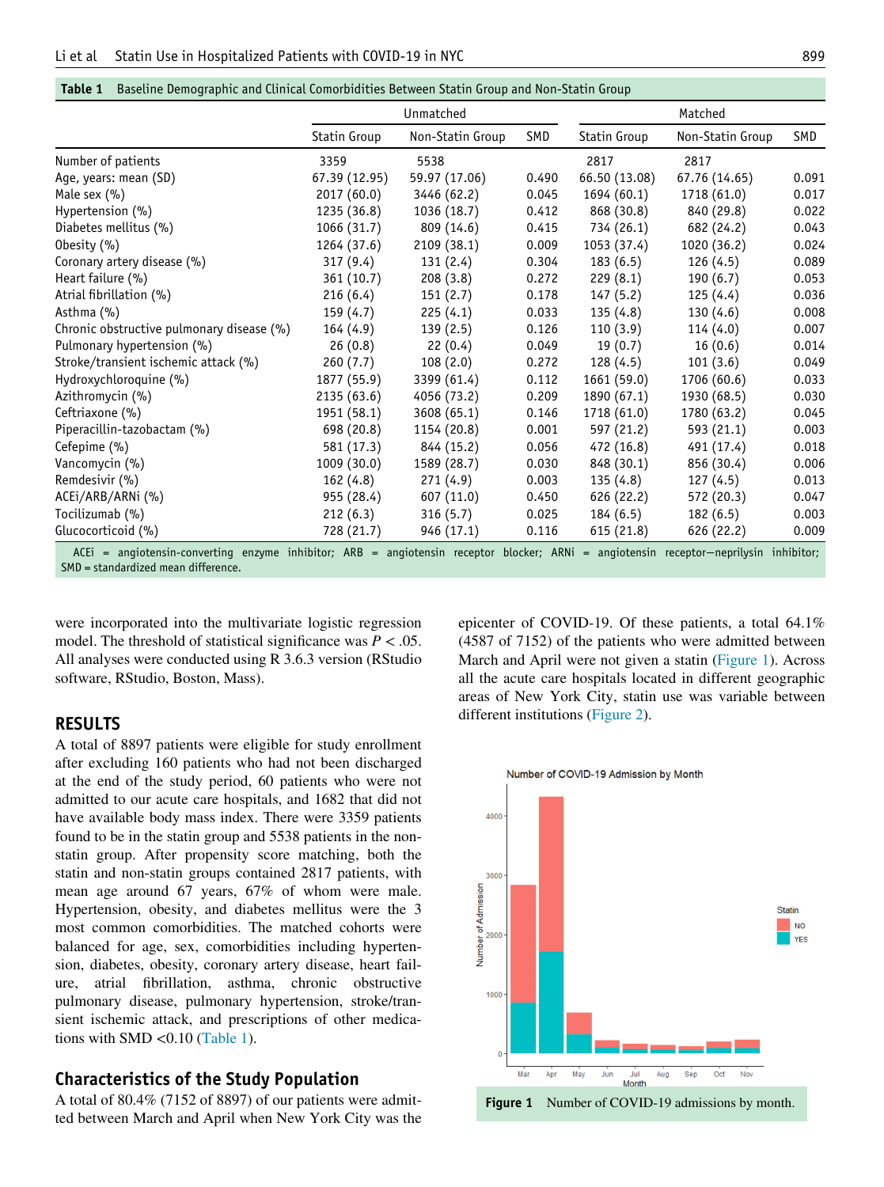**Table 1** Baseline Demographic and Clinical Comorbidities Between Statin Group and Non-Statin Group

| | Unmatched | | | Matched | | |
|---|---|---|---|---|---|---|
| | Statin Group | Non-Statin Group | SMD | Statin Group | Non-Statin Group | SMD |
| Number of patients | 3359 | 5538 | | 2817 | 2817 | |
| Age, years: mean (SD) | 67.39 (12.95) | 59.97 (17.06) | 0.490 | 66.50 (13.08) | 67.76 (14.65) | 0.091 |
| Male sex (%) | 2017 (60.0) | 3446 (62.2) | 0.045 | 1694 (60.1) | 1718 (61.0) | 0.017 |
| Hypertension (%) | 1235 (36.8) | 1036 (18.7) | 0.412 | 868 (30.8) | 840 (29.8) | 0.022 |
| Diabetes mellitus (%) | 1066 (31.7) | 809 (14.6) | 0.415 | 734 (26.1) | 682 (24.2) | 0.043 |
| Obesity (%) | 1264 (37.6) | 2109 (38.1) | 0.009 | 1053 (37.4) | 1020 (36.2) | 0.024 |
| Coronary artery disease (%) | 317 (9.4) | 131 (2.4) | 0.304 | 183 (6.5) | 126 (4.5) | 0.089 |
| Heart failure (%) | 361 (10.7) | 208 (3.8) | 0.272 | 229 (8.1) | 190 (6.7) | 0.053 |
| Atrial fibrillation (%) | 216 (6.4) | 151 (2.7) | 0.178 | 147 (5.2) | 125 (4.4) | 0.036 |
| Asthma (%) | 159 (4.7) | 225 (4.1) | 0.033 | 135 (4.8) | 130 (4.6) | 0.008 |
| Chronic obstructive pulmonary disease (%) | 164 (4.9) | 139 (2.5) | 0.126 | 110 (3.9) | 114 (4.0) | 0.007 |
| Pulmonary hypertension (%) | 26 (0.8) | 22 (0.4) | 0.049 | 19 (0.7) | 16 (0.6) | 0.014 |
| Stroke/transient ischemic attack (%) | 260 (7.7) | 108 (2.0) | 0.272 | 128 (4.5) | 101 (3.6) | 0.049 |
| Hydroxychloroquine (%) | 1877 (55.9) | 3399 (61.4) | 0.112 | 1661 (59.0) | 1706 (60.6) | 0.033 |
| Azithromycin (%) | 2135 (63.6) | 4056 (73.2) | 0.209 | 1890 (67.1) | 1930 (68.5) | 0.030 |
| Ceftriaxone (%) | 1951 (58.1) | 3608 (65.1) | 0.146 | 1718 (61.0) | 1780 (63.2) | 0.045 |
| Piperacillin-tazobactam (%) | 698 (20.8) | 1154 (20.8) | 0.001 | 597 (21.2) | 593 (21.1) | 0.003 |
| Cefepime (%) | 581 (17.3) | 844 (15.2) | 0.056 | 472 (16.8) | 491 (17.4) | 0.018 |
| Vancomycin (%) | 1009 (30.0) | 1589 (28.7) | 0.030 | 848 (30.1) | 856 (30.4) | 0.006 |
| Remdesivir (%) | 162 (4.8) | 271 (4.9) | 0.003 | 135 (4.8) | 127 (4.5) | 0.013 |
| ACEi/ARB/ARNi (%) | 955 (28.4) | 607 (11.0) | 0.450 | 626 (22.2) | 572 (20.3) | 0.047 |
| Tocilizumab (%) | 212 (6.3) | 316 (5.7) | 0.025 | 184 (6.5) | 182 (6.5) | 0.003 |
| Glucocorticoid (%) | 728 (21.7) | 946 (17.1) | 0.116 | 615 (21.8) | 626 (22.2) | 0.009 |

ACEi = angiotensin-converting enzyme inhibitor; ARB = angiotensin receptor blocker; ARNi = angiotensin receptor—neprilysin inhibitor; SMD = standardized mean difference.

were incorporated into the multivariate logistic regression model. The threshold of statistical significance was $P < .05$. All analyses were conducted using R 3.6.3 version (RStudio software, RStudio, Boston, Mass).

## RESULTS

A total of 8897 patients were eligible for study enrollment after excluding 160 patients who had not been discharged at the end of the study period, 60 patients who were not admitted to our acute care hospitals, and 1682 that did not have available body mass index. There were 3359 patients found to be in the statin group and 5538 patients in the non-statin group. After propensity score matching, both the statin and non-statin groups contained 2817 patients, with mean age around 67 years, 67% of whom were male. Hypertension, obesity, and diabetes mellitus were the 3 most common comorbidities. The matched cohorts were balanced for age, sex, comorbidities including hypertension, diabetes, obesity, coronary artery disease, heart failure, atrial fibrillation, asthma, chronic obstructive pulmonary disease, pulmonary hypertension, stroke/transient ischemic attack, and prescriptions of other medications with SMD <0.10 (Table 1).

### Characteristics of the Study Population

A total of 80.4% (7152 of 8897) of our patients were admitted between March and April when New York City was the epicenter of COVID-19. Of these patients, a total 64.1% (4587 of 7152) of the patients who were admitted between March and April were not given a statin (Figure 1). Across all the acute care hospitals located in different geographic areas of New York City, statin use was variable between different institutions (Figure 2).

**Figure 1** Number of COVID-19 admissions by month.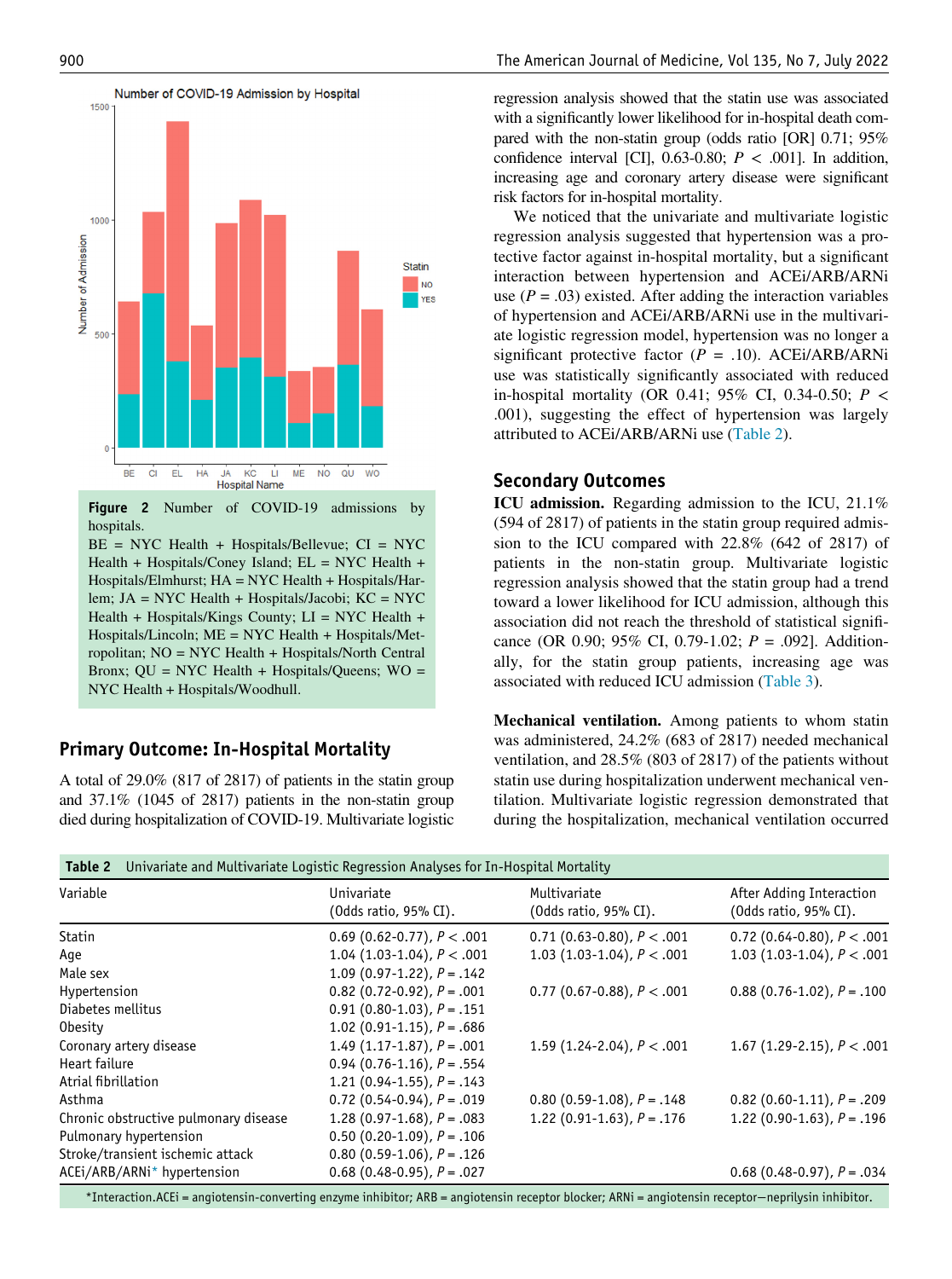Figure 2 Number of COVID-19 admissions by hospitals.

BE = NYC Health + Hospitals/Bellevue; CI = NYC Health + Hospitals/Coney Island; EL = NYC Health + Hospitals/Elmhurst; HA = NYC Health + Hospitals/Harlem; JA = NYC Health + Hospitals/Jacobi; KC = NYC Health + Hospitals/Kings County; LI = NYC Health + Hospitals/Lincoln; ME = NYC Health + Hospitals/Metropolitan; NO = NYC Health + Hospitals/North Central Bronx; QU = NYC Health + Hospitals/Queens; WO = NYC Health + Hospitals/Woodhull.

## Primary Outcome: In-Hospital Mortality

A total of 29.0% (817 of 2817) of patients in the statin group and 37.1% (1045 of 2817) patients in the non-statin group died during hospitalization of COVID-19. Multivariate logistic regression analysis showed that the statin use was associated with a significantly lower likelihood for in-hospital death compared with the non-statin group (odds ratio [OR] 0.71; 95% confidence interval [CI], 0.63-0.80; $P < .001$]. In addition, increasing age and coronary artery disease were significant risk factors for in-hospital mortality.

We noticed that the univariate and multivariate logistic regression analysis suggested that hypertension was a protective factor against in-hospital mortality, but a significant interaction between hypertension and ACEi/ARB/ARNi use ($P = .03$) existed. After adding the interaction variables of hypertension and ACEi/ARB/ARNi use in the multivariate logistic regression model, hypertension was no longer a significant protective factor ($P = .10$). ACEi/ARB/ARNi use was statistically significantly associated with reduced in-hospital mortality (OR 0.41; 95% CI, 0.34-0.50; $P < .001$), suggesting the effect of hypertension was largely attributed to ACEi/ARB/ARNi use (Table 2).

## Secondary Outcomes

**ICU admission.** Regarding admission to the ICU, 21.1% (594 of 2817) of patients in the statin group required admission to the ICU compared with 22.8% (642 of 2817) of patients in the non-statin group. Multivariate logistic regression analysis showed that the statin group had a trend toward a lower likelihood for ICU admission, although this association did not reach the threshold of statistical significance (OR 0.90; 95% CI, 0.79-1.02; $P = .092$]. Additionally, for the statin group patients, increasing age was associated with reduced ICU admission (Table 3).

**Mechanical ventilation.** Among patients to whom statin was administered, 24.2% (683 of 2817) needed mechanical ventilation, and 28.5% (803 of 2817) of the patients without statin use during hospitalization underwent mechanical ventilation. Multivariate logistic regression demonstrated that during the hospitalization, mechanical ventilation occurred

**Table 2** Univariate and Multivariate Logistic Regression Analyses for In-Hospital Mortality

| Variable | Univariate (Odds ratio, 95% CI). | Multivariate (Odds ratio, 95% CI). | After Adding Interaction (Odds ratio, 95% CI). |
|---|---|---|---|
| Statin | 0.69 (0.62-0.77), $P < .001$ | 0.71 (0.63-0.80), $P < .001$ | 0.72 (0.64-0.80), $P < .001$ |
| Age | 1.04 (1.03-1.04), $P < .001$ | 1.03 (1.03-1.04), $P < .001$ | 1.03 (1.03-1.04), $P < .001$ |
| Male sex | 1.09 (0.97-1.22), $P = .142$ | | |
| Hypertension | 0.82 (0.72-0.92), $P = .001$ | 0.77 (0.67-0.88), $P < .001$ | 0.88 (0.76-1.02), $P = .100$ |
| Diabetes mellitus | 0.91 (0.80-1.03), $P = .151$ | | |
| Obesity | 1.02 (0.91-1.15), $P = .686$ | | |
| Coronary artery disease | 1.49 (1.17-1.87), $P = .001$ | 1.59 (1.24-2.04), $P < .001$ | 1.67 (1.29-2.15), $P < .001$ |
| Heart failure | 0.94 (0.76-1.16), $P = .554$ | | |
| Atrial fibrillation | 1.21 (0.94-1.55), $P = .143$ | | |
| Asthma | 0.72 (0.54-0.94), $P = .019$ | 0.80 (0.59-1.08), $P = .148$ | 0.82 (0.60-1.11), $P = .209$ |
| Chronic obstructive pulmonary disease | 1.28 (0.97-1.68), $P = .083$ | 1.22 (0.91-1.63), $P = .176$ | 1.22 (0.90-1.63), $P = .196$ |
| Pulmonary hypertension | 0.50 (0.20-1.09), $P = .106$ | | |
| Stroke/transient ischemic attack | 0.80 (0.59-1.06), $P = .126$ | | |
| ACEi/ARB/ARNi* hypertension | 0.68 (0.48-0.95), $P = .027$ | | 0.68 (0.48-0.97), $P = .034$ |

*Interaction.ACEi = angiotensin-converting enzyme inhibitor; ARB = angiotensin receptor blocker; ARNi = angiotensin receptor–neprilysin inhibitor.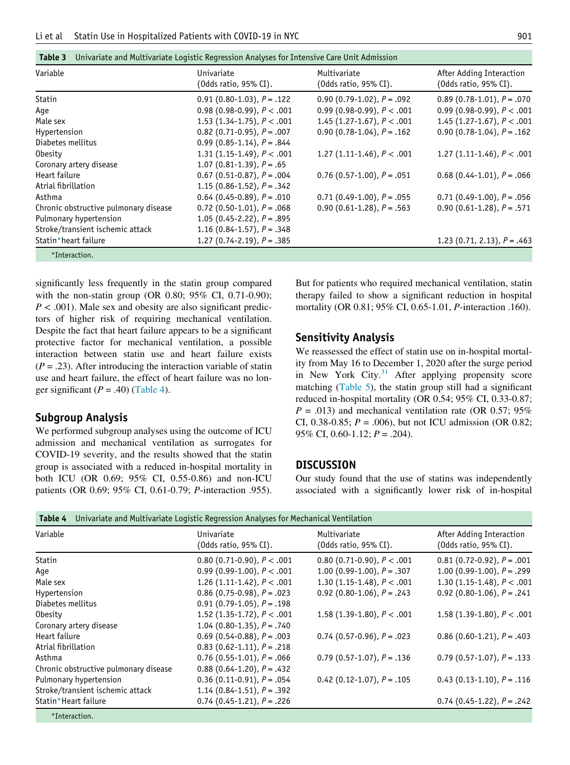**Table 3** Univariate and Multivariate Logistic Regression Analyses for Intensive Care Unit Admission

| Variable | Univariate (Odds ratio, 95% CI). | Multivariate (Odds ratio, 95% CI). | After Adding Interaction (Odds ratio, 95% CI). |
|---|---|---|---|
| Statin | 0.91 (0.80-1.03), $P = .122$ | 0.90 (0.79-1.02), $P = .092$ | 0.89 (0.78-1.01), $P = .070$ |
| Age | 0.98 (0.98-0.99), $P < .001$ | 0.99 (0.98-0.99), $P < .001$ | 0.99 (0.98-0.99), $P < .001$ |
| Male sex | 1.53 (1.34-1.75), $P < .001$ | 1.45 (1.27-1.67), $P < .001$ | 1.45 (1.27-1.67), $P < .001$ |
| Hypertension | 0.82 (0.71-0.95), $P = .007$ | 0.90 (0.78-1.04), $P = .162$ | 0.90 (0.78-1.04), $P = .162$ |
| Diabetes mellitus | 0.99 (0.85-1.14), $P = .844$ | | |
| Obesity | 1.31 (1.15-1.49), $P < .001$ | 1.27 (1.11-1.46), $P < .001$ | 1.27 (1.11-1.46), $P < .001$ |
| Coronary artery disease | 1.07 (0.81-1.39), $P = .65$ | | |
| Heart failure | 0.67 (0.51-0.87), $P = .004$ | 0.76 (0.57-1.00), $P = .051$ | 0.68 (0.44-1.01), $P = .066$ |
| Atrial fibrillation | 1.15 (0.86-1.52), $P = .342$ | | |
| Asthma | 0.64 (0.45-0.89), $P = .010$ | 0.71 (0.49-1.00), $P = .055$ | 0.71 (0.49-1.00), $P = .056$ |
| Chronic obstructive pulmonary disease | 0.72 (0.50-1.01), $P = .068$ | 0.90 (0.61-1.28), $P = .563$ | 0.90 (0.61-1.28), $P = .571$ |
| Pulmonary hypertension | 1.05 (0.45-2.22), $P = .895$ | | |
| Stroke/transient ischemic attack | 1.16 (0.84-1.57), $P = .348$ | | |
| Statin*heart failure | 1.27 (0.74-2.19), $P = .385$ | | 1.23 (0.71, 2.13), $P = .463$ |

*Interaction.

significantly less frequently in the statin group compared with the non-statin group (OR 0.80; 95% CI, 0.71-0.90); $P < .001$). Male sex and obesity are also significant predictors of higher risk of requiring mechanical ventilation. Despite the fact that heart failure appears to be a significant protective factor for mechanical ventilation, a possible interaction between statin use and heart failure exists ($P = .23$). After introducing the interaction variable of statin use and heart failure, the effect of heart failure was no longer significant ($P = .40$) (Table 4).

## Subgroup Analysis

We performed subgroup analyses using the outcome of ICU admission and mechanical ventilation as surrogates for COVID-19 severity, and the results showed that the statin group is associated with a reduced in-hospital mortality in both ICU (OR 0.69; 95% CI, 0.55-0.86) and non-ICU patients (OR 0.69; 95% CI, 0.61-0.79; *P*-interaction .955). But for patients who required mechanical ventilation, statin therapy failed to show a significant reduction in hospital mortality (OR 0.81; 95% CI, 0.65-1.01, *P*-interaction .160).

## Sensitivity Analysis

We reassessed the effect of statin use on in-hospital mortality from May 16 to December 1, 2020 after the surge period in New York City.[31] After applying propensity score matching (Table 5), the statin group still had a significant reduced in-hospital mortality (OR 0.54; 95% CI, 0.33-0.87; $P = .013$) and mechanical ventilation rate (OR 0.57; 95% CI, 0.38-0.85; $P = .006$), but not ICU admission (OR 0.82; 95% CI, 0.60-1.12; $P = .204$).

## DISCUSSION

Our study found that the use of statins was independently associated with a significantly lower risk of in-hospital

**Table 4** Univariate and Multivariate Logistic Regression Analyses for Mechanical Ventilation

| Variable | Univariate (Odds ratio, 95% CI). | Multivariate (Odds ratio, 95% CI). | After Adding Interaction (Odds ratio, 95% CI). |
|---|---|---|---|
| Statin | 0.80 (0.71-0.90), $P < .001$ | 0.80 (0.71-0.90), $P < .001$ | 0.81 (0.72-0.92), $P = .001$ |
| Age | 0.99 (0.99-1.00), $P < .001$ | 1.00 (0.99-1.00), $P = .307$ | 1.00 (0.99-1.00), $P = .299$ |
| Male sex | 1.26 (1.11-1.42), $P < .001$ | 1.30 (1.15-1.48), $P < .001$ | 1.30 (1.15-1.48), $P < .001$ |
| Hypertension | 0.86 (0.75-0.98), $P = .023$ | 0.92 (0.80-1.06), $P = .243$ | 0.92 (0.80-1.06), $P = .241$ |
| Diabetes mellitus | 0.91 (0.79-1.05), $P = .198$ | | |
| Obesity | 1.52 (1.35-1.72), $P < .001$ | 1.58 (1.39-1.80), $P < .001$ | 1.58 (1.39-1.80), $P < .001$ |
| Coronary artery disease | 1.04 (0.80-1.35), $P = .740$ | | |
| Heart failure | 0.69 (0.54-0.88), $P = .003$ | 0.74 (0.57-0.96), $P = .023$ | 0.86 (0.60-1.21), $P = .403$ |
| Atrial fibrillation | 0.83 (0.62-1.11), $P = .218$ | | |
| Asthma | 0.76 (0.55-1.01), $P = .066$ | 0.79 (0.57-1.07), $P = .136$ | 0.79 (0.57-1.07), $P = .133$ |
| Chronic obstructive pulmonary disease | 0.88 (0.64-1.20), $P = .432$ | | |
| Pulmonary hypertension | 0.36 (0.11-0.91), $P = .054$ | 0.42 (0.12-1.07), $P = .105$ | 0.43 (0.13-1.10), $P = .116$ |
| Stroke/transient ischemic attack | 1.14 (0.84-1.51), $P = .392$ | | |
| Statin*Heart failure | 0.74 (0.45-1.21), $P = .226$ | | 0.74 (0.45-1.22), $P = .242$ |

*Interaction.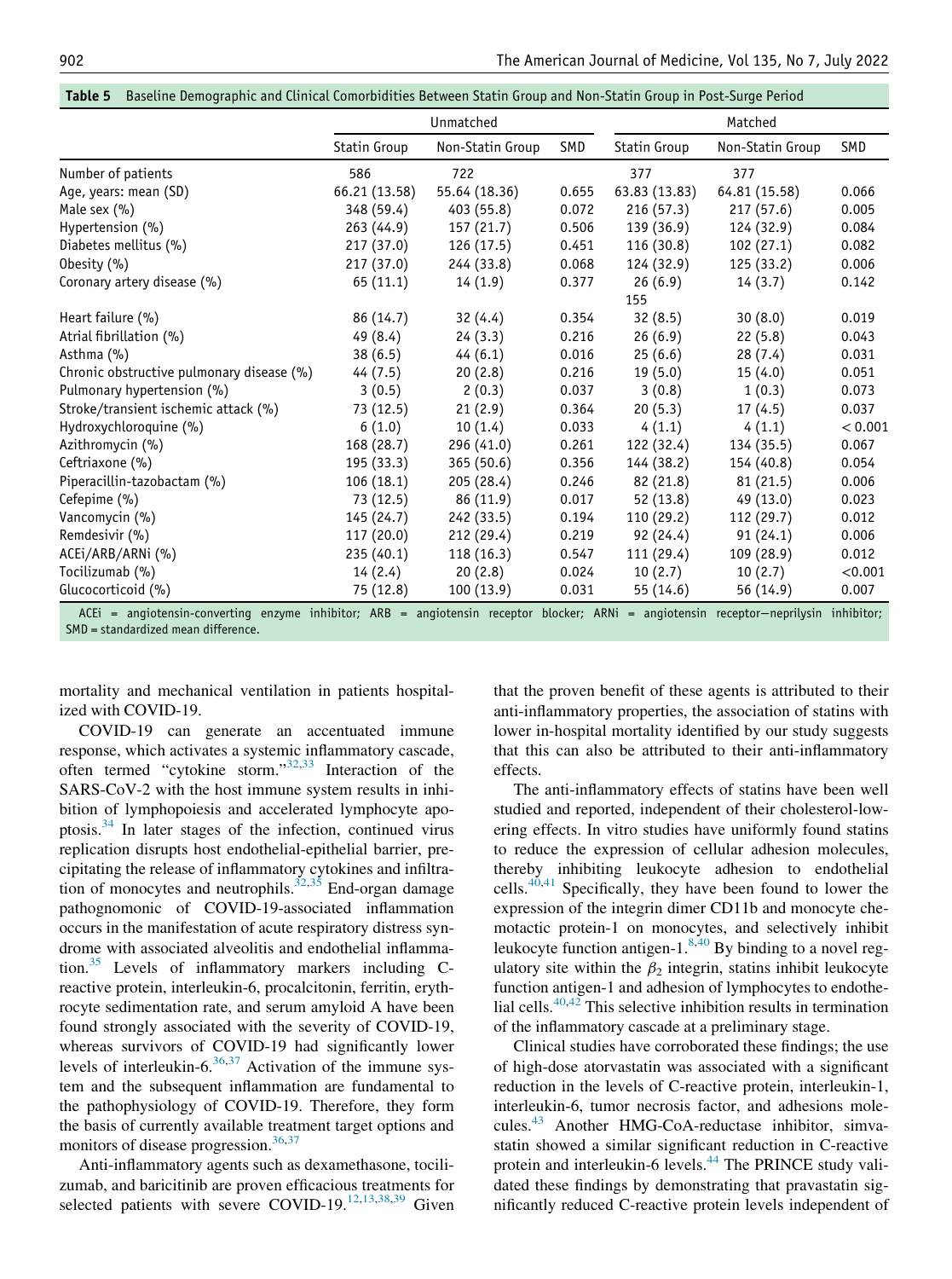**Table 5** Baseline Demographic and Clinical Comorbidities Between Statin Group and Non-Statin Group in Post-Surge Period

| | Unmatched | | | Matched | | |
|---|---|---|---|---|---|---|
| | Statin Group | Non-Statin Group | SMD | Statin Group | Non-Statin Group | SMD |
| Number of patients | 586 | 722 | | 377 | 377 | |
| Age, years: mean (SD) | 66.21 (13.58) | 55.64 (18.36) | 0.655 | 63.83 (13.83) | 64.81 (15.58) | 0.066 |
| Male sex (%) | 348 (59.4) | 403 (55.8) | 0.072 | 216 (57.3) | 217 (57.6) | 0.005 |
| Hypertension (%) | 263 (44.9) | 157 (21.7) | 0.506 | 139 (36.9) | 124 (32.9) | 0.084 |
| Diabetes mellitus (%) | 217 (37.0) | 126 (17.5) | 0.451 | 116 (30.8) | 102 (27.1) | 0.082 |
| Obesity (%) | 217 (37.0) | 244 (33.8) | 0.068 | 124 (32.9) | 125 (33.2) | 0.006 |
| Coronary artery disease (%) | 65 (11.1) | 14 (1.9) | 0.377 | 26 (6.9) 155 | 14 (3.7) | 0.142 |
| Heart failure (%) | 86 (14.7) | 32 (4.4) | 0.354 | 32 (8.5) | 30 (8.0) | 0.019 |
| Atrial fibrillation (%) | 49 (8.4) | 24 (3.3) | 0.216 | 26 (6.9) | 22 (5.8) | 0.043 |
| Asthma (%) | 38 (6.5) | 44 (6.1) | 0.016 | 25 (6.6) | 28 (7.4) | 0.031 |
| Chronic obstructive pulmonary disease (%) | 44 (7.5) | 20 (2.8) | 0.216 | 19 (5.0) | 15 (4.0) | 0.051 |
| Pulmonary hypertension (%) | 3 (0.5) | 2 (0.3) | 0.037 | 3 (0.8) | 1 (0.3) | 0.073 |
| Stroke/transient ischemic attack (%) | 73 (12.5) | 21 (2.9) | 0.364 | 20 (5.3) | 17 (4.5) | 0.037 |
| Hydroxychloroquine (%) | 6 (1.0) | 10 (1.4) | 0.033 | 4 (1.1) | 4 (1.1) | < 0.001 |
| Azithromycin (%) | 168 (28.7) | 296 (41.0) | 0.261 | 122 (32.4) | 134 (35.5) | 0.067 |
| Ceftriaxone (%) | 195 (33.3) | 365 (50.6) | 0.356 | 144 (38.2) | 154 (40.8) | 0.054 |
| Piperacillin-tazobactam (%) | 106 (18.1) | 205 (28.4) | 0.246 | 82 (21.8) | 81 (21.5) | 0.006 |
| Cefepime (%) | 73 (12.5) | 86 (11.9) | 0.017 | 52 (13.8) | 49 (13.0) | 0.023 |
| Vancomycin (%) | 145 (24.7) | 242 (33.5) | 0.194 | 110 (29.2) | 112 (29.7) | 0.012 |
| Remdesivir (%) | 117 (20.0) | 212 (29.4) | 0.219 | 92 (24.4) | 91 (24.1) | 0.006 |
| ACEi/ARB/ARNi (%) | 235 (40.1) | 118 (16.3) | 0.547 | 111 (29.4) | 109 (28.9) | 0.012 |
| Tocilizumab (%) | 14 (2.4) | 20 (2.8) | 0.024 | 10 (2.7) | 10 (2.7) | <0.001 |
| Glucocorticoid (%) | 75 (12.8) | 100 (13.9) | 0.031 | 55 (14.6) | 56 (14.9) | 0.007 |

ACEi = angiotensin-converting enzyme inhibitor; ARB = angiotensin receptor blocker; ARNi = angiotensin receptor—neprilysin inhibitor; SMD = standardized mean difference.

mortality and mechanical ventilation in patients hospitalized with COVID-19.

COVID-19 can generate an accentuated immune response, which activates a systemic inflammatory cascade, often termed "cytokine storm."[32,33] Interaction of the SARS-CoV-2 with the host immune system results in inhibition of lymphopoiesis and accelerated lymphocyte apoptosis.[34] In later stages of the infection, continued virus replication disrupts host endothelial-epithelial barrier, precipitating the release of inflammatory cytokines and infiltration of monocytes and neutrophils.[32,35] End-organ damage pathognomonic of COVID-19-associated inflammation occurs in the manifestation of acute respiratory distress syndrome with associated alveolitis and endothelial inflammation.[35] Levels of inflammatory markers including C-reactive protein, interleukin-6, procalcitonin, ferritin, erythrocyte sedimentation rate, and serum amyloid A have been found strongly associated with the severity of COVID-19, whereas survivors of COVID-19 had significantly lower levels of interleukin-6.[36,37] Activation of the immune system and the subsequent inflammation are fundamental to the pathophysiology of COVID-19. Therefore, they form the basis of currently available treatment target options and monitors of disease progression.[36,37]

Anti-inflammatory agents such as dexamethasone, tocilizumab, and baricitinib are proven efficacious treatments for selected patients with severe COVID-19.[12,13,38,39] Given that the proven benefit of these agents is attributed to their anti-inflammatory properties, the association of statins with lower in-hospital mortality identified by our study suggests that this can also be attributed to their anti-inflammatory effects.

The anti-inflammatory effects of statins have been well studied and reported, independent of their cholesterol-lowering effects. In vitro studies have uniformly found statins to reduce the expression of cellular adhesion molecules, thereby inhibiting leukocyte adhesion to endothelial cells.[40,41] Specifically, they have been found to lower the expression of the integrin dimer CD11b and monocyte chemotactic protein-1 on monocytes, and selectively inhibit leukocyte function antigen-1.[8,40] By binding to a novel regulatory site within the $\beta_2$ integrin, statins inhibit leukocyte function antigen-1 and adhesion of lymphocytes to endothelial cells.[40,42] This selective inhibition results in termination of the inflammatory cascade at a preliminary stage.

Clinical studies have corroborated these findings; the use of high-dose atorvastatin was associated with a significant reduction in the levels of C-reactive protein, interleukin-1, interleukin-6, tumor necrosis factor, and adhesions molecules.[43] Another HMG-CoA-reductase inhibitor, simvastatin showed a similar significant reduction in C-reactive protein and interleukin-6 levels.[44] The PRINCE study validated these findings by demonstrating that pravastatin significantly reduced C-reactive protein levels independent of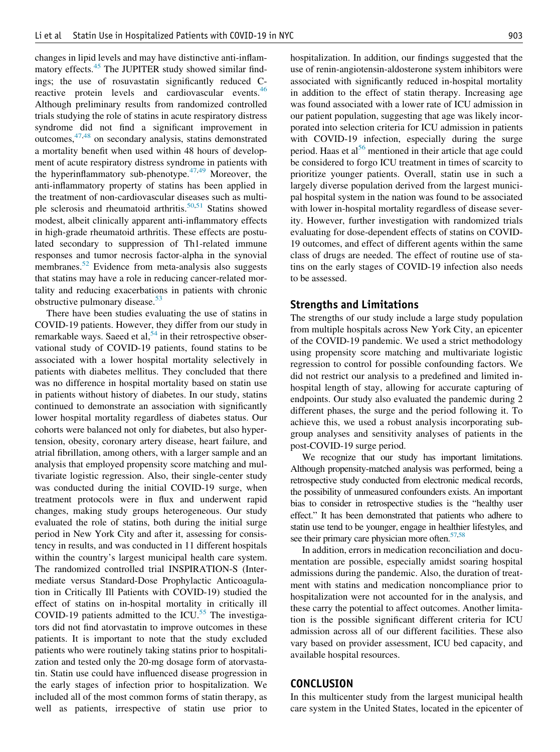changes in lipid levels and may have distinctive anti-inflammatory effects.[45] The JUPITER study showed similar findings; the use of rosuvastatin significantly reduced C-reactive protein levels and cardiovascular events.[46] Although preliminary results from randomized controlled trials studying the role of statins in acute respiratory distress syndrome did not find a significant improvement in outcomes,[47,48] on secondary analysis, statins demonstrated a mortality benefit when used within 48 hours of development of acute respiratory distress syndrome in patients with the hyperinflammatory sub-phenotype.[47,49] Moreover, the anti-inflammatory property of statins has been applied in the treatment of non-cardiovascular diseases such as multiple sclerosis and rheumatoid arthritis.[50,51] Statins showed modest, albeit clinically apparent anti-inflammatory effects in high-grade rheumatoid arthritis. These effects are postulated secondary to suppression of Th1-related immune responses and tumor necrosis factor-alpha in the synovial membranes.[52] Evidence from meta-analysis also suggests that statins may have a role in reducing cancer-related mortality and reducing exacerbations in patients with chronic obstructive pulmonary disease.[53]

There have been studies evaluating the use of statins in COVID-19 patients. However, they differ from our study in remarkable ways. Saeed et al,[54] in their retrospective observational study of COVID-19 patients, found statins to be associated with a lower hospital mortality selectively in patients with diabetes mellitus. They concluded that there was no difference in hospital mortality based on statin use in patients without history of diabetes. In our study, statins continued to demonstrate an association with significantly lower hospital mortality regardless of diabetes status. Our cohorts were balanced not only for diabetes, but also hypertension, obesity, coronary artery disease, heart failure, and atrial fibrillation, among others, with a larger sample and an analysis that employed propensity score matching and multivariate logistic regression. Also, their single-center study was conducted during the initial COVID-19 surge, when treatment protocols were in flux and underwent rapid changes, making study groups heterogeneous. Our study evaluated the role of statins, both during the initial surge period in New York City and after it, assessing for consistency in results, and was conducted in 11 different hospitals within the country's largest municipal health care system. The randomized controlled trial INSPIRATION-S (Intermediate versus Standard-Dose Prophylactic Anticoagulation in Critically Ill Patients with COVID-19) studied the effect of statins on in-hospital mortality in critically ill COVID-19 patients admitted to the ICU.[55] The investigators did not find atorvastatin to improve outcomes in these patients. It is important to note that the study excluded patients who were routinely taking statins prior to hospitalization and tested only the 20-mg dosage form of atorvastatin. Statin use could have influenced disease progression in the early stages of infection prior to hospitalization. We included all of the most common forms of statin therapy, as well as patients, irrespective of statin use prior to hospitalization. In addition, our findings suggested that the use of renin-angiotensin-aldosterone system inhibitors were associated with significantly reduced in-hospital mortality in addition to the effect of statin therapy. Increasing age was found associated with a lower rate of ICU admission in our patient population, suggesting that age was likely incorporated into selection criteria for ICU admission in patients with COVID-19 infection, especially during the surge period. Haas et al[56] mentioned in their article that age could be considered to forgo ICU treatment in times of scarcity to prioritize younger patients. Overall, statin use in such a largely diverse population derived from the largest municipal hospital system in the nation was found to be associated with lower in-hospital mortality regardless of disease severity. However, further investigation with randomized trials evaluating for dose-dependent effects of statins on COVID-19 outcomes, and effect of different agents within the same class of drugs are needed. The effect of routine use of statins on the early stages of COVID-19 infection also needs to be assessed.

## Strengths and Limitations

The strengths of our study include a large study population from multiple hospitals across New York City, an epicenter of the COVID-19 pandemic. We used a strict methodology using propensity score matching and multivariate logistic regression to control for possible confounding factors. We did not restrict our analysis to a predefined and limited in-hospital length of stay, allowing for accurate capturing of endpoints. Our study also evaluated the pandemic during 2 different phases, the surge and the period following it. To achieve this, we used a robust analysis incorporating subgroup analyses and sensitivity analyses of patients in the post-COVID-19 surge period.

We recognize that our study has important limitations. Although propensity-matched analysis was performed, being a retrospective study conducted from electronic medical records, the possibility of unmeasured confounders exists. An important bias to consider in retrospective studies is the "healthy user effect." It has been demonstrated that patients who adhere to statin use tend to be younger, engage in healthier lifestyles, and see their primary care physician more often.[57,58]

In addition, errors in medication reconciliation and documentation are possible, especially amidst soaring hospital admissions during the pandemic. Also, the duration of treatment with statins and medication noncompliance prior to hospitalization were not accounted for in the analysis, and these carry the potential to affect outcomes. Another limitation is the possible significant different criteria for ICU admission across all of our different facilities. These also vary based on provider assessment, ICU bed capacity, and available hospital resources.

## CONCLUSION

In this multicenter study from the largest municipal health care system in the United States, located in the epicenter of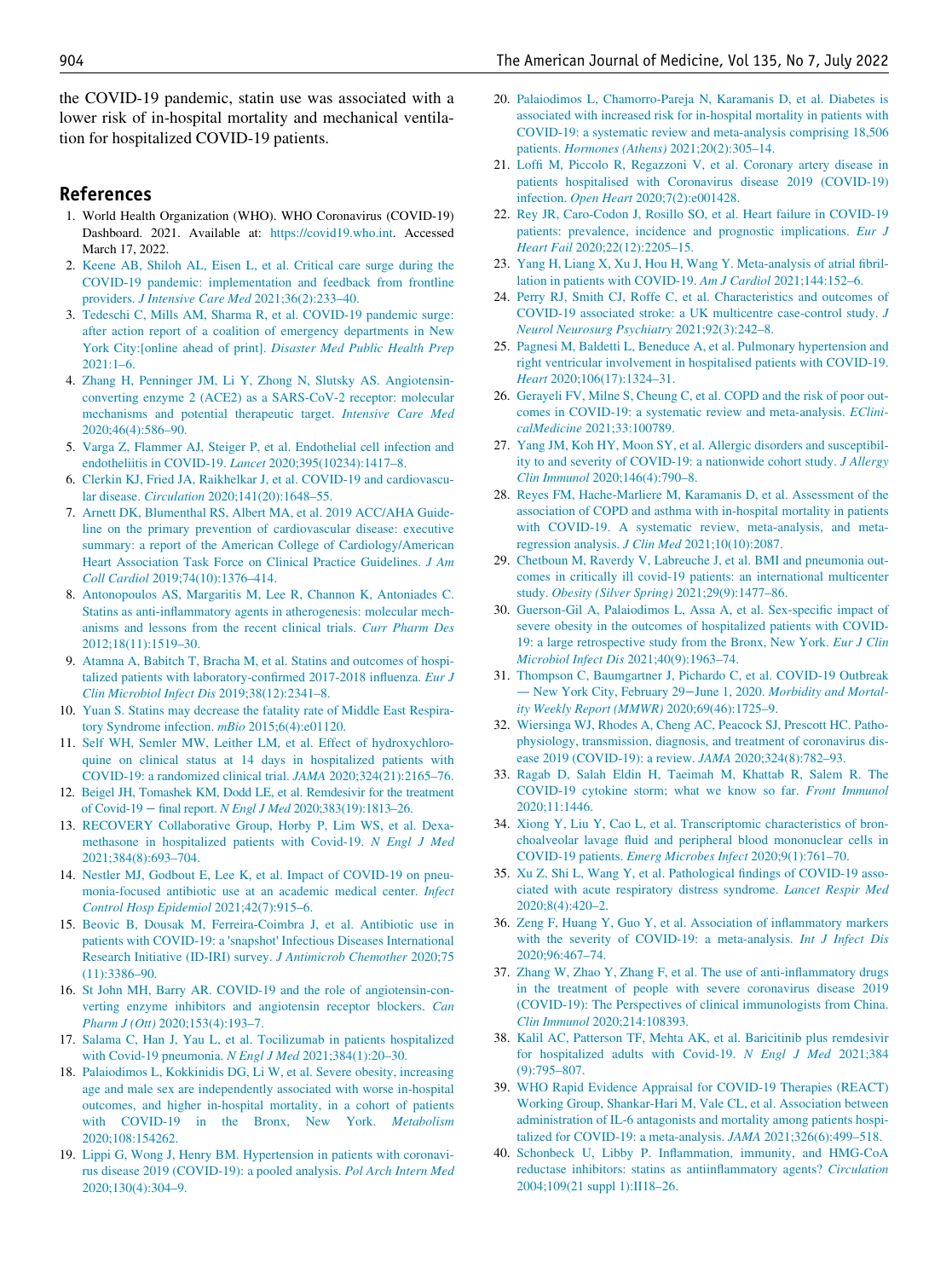the COVID-19 pandemic, statin use was associated with a lower risk of in-hospital mortality and mechanical ventilation for hospitalized COVID-19 patients.

## References

1. World Health Organization (WHO). WHO Coronavirus (COVID-19) Dashboard. 2021. Available at: https://covid19.who.int. Accessed March 17, 2022.
2. Keene AB, Shiloh AL, Eisen L, et al. Critical care surge during the COVID-19 pandemic: implementation and feedback from frontline providers. *J Intensive Care Med* 2021;36(2):233–40.
3. Tedeschi C, Mills AM, Sharma R, et al. COVID-19 pandemic surge: after action report of a coalition of emergency departments in New York City:[online ahead of print]. *Disaster Med Public Health Prep* 2021:1–6.
4. Zhang H, Penninger JM, Li Y, Zhong N, Slutsky AS. Angiotensin-converting enzyme 2 (ACE2) as a SARS-CoV-2 receptor: molecular mechanisms and potential therapeutic target. *Intensive Care Med* 2020;46(4):586–90.
5. Varga Z, Flammer AJ, Steiger P, et al. Endothelial cell infection and endotheliitis in COVID-19. *Lancet* 2020;395(10234):1417–8.
6. Clerkin KJ, Fried JA, Raikhelkar J, et al. COVID-19 and cardiovascular disease. *Circulation* 2020;141(20):1648–55.
7. Arnett DK, Blumenthal RS, Albert MA, et al. 2019 ACC/AHA Guideline on the primary prevention of cardiovascular disease: executive summary: a report of the American College of Cardiology/American Heart Association Task Force on Clinical Practice Guidelines. *J Am Coll Cardiol* 2019;74(10):1376–414.
8. Antonopoulos AS, Margaritis M, Lee R, Channon K, Antoniades C. Statins as anti-inflammatory agents in atherogenesis: molecular mechanisms and lessons from the recent clinical trials. *Curr Pharm Des* 2012;18(11):1519–30.
9. Atamna A, Babitch T, Bracha M, et al. Statins and outcomes of hospitalized patients with laboratory-confirmed 2017-2018 influenza. *Eur J Clin Microbiol Infect Dis* 2019;38(12):2341–8.
10. Yuan S. Statins may decrease the fatality rate of Middle East Respiratory Syndrome infection. *mBio* 2015;6(4):e01120.
11. Self WH, Semler MW, Leither LM, et al. Effect of hydroxychloroquine on clinical status at 14 days in hospitalized patients with COVID-19: a randomized clinical trial. *JAMA* 2020;324(21):2165–76.
12. Beigel JH, Tomashek KM, Dodd LE, et al. Remdesivir for the treatment of Covid-19 — final report. *N Engl J Med* 2020;383(19):1813–26.
13. RECOVERY Collaborative Group, Horby P, Lim WS, et al. Dexamethasone in hospitalized patients with Covid-19. *N Engl J Med* 2021;384(8):693–704.
14. Nestler MJ, Godbout E, Lee K, et al. Impact of COVID-19 on pneumonia-focused antibiotic use at an academic medical center. *Infect Control Hosp Epidemiol* 2021;42(7):915–6.
15. Beovic B, Dousak M, Ferreira-Coimbra J, et al. Antibiotic use in patients with COVID-19: a 'snapshot' Infectious Diseases International Research Initiative (ID-IRI) survey. *J Antimicrob Chemother* 2020;75(11):3386–90.
16. St John MH, Barry AR. COVID-19 and the role of angiotensin-converting enzyme inhibitors and angiotensin receptor blockers. *Can Pharm J (Ott)* 2020;153(4):193–7.
17. Salama C, Han J, Yau L, et al. Tocilizumab in patients hospitalized with Covid-19 pneumonia. *N Engl J Med* 2021;384(1):20–30.
18. Palaiodimos L, Kokkinidis DG, Li W, et al. Severe obesity, increasing age and male sex are independently associated with worse in-hospital outcomes, and higher in-hospital mortality, in a cohort of patients with COVID-19 in the Bronx, New York. *Metabolism* 2020;108:154262.
19. Lippi G, Wong J, Henry BM. Hypertension in patients with coronavirus disease 2019 (COVID-19): a pooled analysis. *Pol Arch Intern Med* 2020;130(4):304–9.
20. Palaiodimos L, Chamorro-Pareja N, Karamanis D, et al. Diabetes is associated with increased risk for in-hospital mortality in patients with COVID-19: a systematic review and meta-analysis comprising 18,506 patients. *Hormones (Athens)* 2021;20(2):305–14.
21. Loffi M, Piccolo R, Regazzoni V, et al. Coronary artery disease in patients hospitalised with Coronavirus disease 2019 (COVID-19) infection. *Open Heart* 2020;7(2):e001428.
22. Rey JR, Caro-Codon J, Rosillo SO, et al. Heart failure in COVID-19 patients: prevalence, incidence and prognostic implications. *Eur J Heart Fail* 2020;22(12):2205–15.
23. Yang H, Liang X, Xu J, Hou H, Wang Y. Meta-analysis of atrial fibrillation in patients with COVID-19. *Am J Cardiol* 2021;144:152–6.
24. Perry RJ, Smith CJ, Roffe C, et al. Characteristics and outcomes of COVID-19 associated stroke: a UK multicentre case-control study. *J Neurol Neurosurg Psychiatry* 2021;92(3):242–8.
25. Pagnesi M, Baldetti L, Beneduce A, et al. Pulmonary hypertension and right ventricular involvement in hospitalised patients with COVID-19. *Heart* 2020;106(17):1324–31.
26. Gerayeli FV, Milne S, Cheung C, et al. COPD and the risk of poor outcomes in COVID-19: a systematic review and meta-analysis. *EClinicalMedicine* 2021;33:100789.
27. Yang JM, Koh HY, Moon SY, et al. Allergic disorders and susceptibility to and severity of COVID-19: a nationwide cohort study. *J Allergy Clin Immunol* 2020;146(4):790–8.
28. Reyes FM, Hache-Marliere M, Karamanis D, et al. Assessment of the association of COPD and asthma with in-hospital mortality in patients with COVID-19. A systematic review, meta-analysis, and meta-regression analysis. *J Clin Med* 2021;10(10):2087.
29. Chetboun M, Raverdy V, Labreuche J, et al. BMI and pneumonia outcomes in critically ill covid-19 patients: an international multicenter study. *Obesity (Silver Spring)* 2021;29(9):1477–86.
30. Guerson-Gil A, Palaiodimos L, Assa A, et al. Sex-specific impact of severe obesity in the outcomes of hospitalized patients with COVID-19: a large retrospective study from the Bronx, New York. *Eur J Clin Microbiol Infect Dis* 2021;40(9):1963–74.
31. Thompson C, Baumgartner J, Pichardo C, et al. COVID-19 Outbreak — New York City, February 29—June 1, 2020. *Morbidity and Mortality Weekly Report (MMWR)* 2020;69(46):1725–9.
32. Wiersinga WJ, Rhodes A, Cheng AC, Peacock SJ, Prescott HC. Pathophysiology, transmission, diagnosis, and treatment of coronavirus disease 2019 (COVID-19): a review. *JAMA* 2020;324(8):782–93.
33. Ragab D, Salah Eldin H, Taeimah M, Khattab R, Salem R. The COVID-19 cytokine storm; what we know so far. *Front Immunol* 2020;11:1446.
34. Xiong Y, Liu Y, Cao L, et al. Transcriptomic characteristics of bronchoalveolar lavage fluid and peripheral blood mononuclear cells in COVID-19 patients. *Emerg Microbes Infect* 2020;9(1):761–70.
35. Xu Z, Shi L, Wang Y, et al. Pathological findings of COVID-19 associated with acute respiratory distress syndrome. *Lancet Respir Med* 2020;8(4):420–2.
36. Zeng F, Huang Y, Guo Y, et al. Association of inflammatory markers with the severity of COVID-19: a meta-analysis. *Int J Infect Dis* 2020;96:467–74.
37. Zhang W, Zhao Y, Zhang F, et al. The use of anti-inflammatory drugs in the treatment of people with severe coronavirus disease 2019 (COVID-19): The Perspectives of clinical immunologists from China. *Clin Immunol* 2020;214:108393.
38. Kalil AC, Patterson TF, Mehta AK, et al. Baricitinib plus remdesivir for hospitalized adults with Covid-19. *N Engl J Med* 2021;384(9):795–807.
39. WHO Rapid Evidence Appraisal for COVID-19 Therapies (REACT) Working Group, Shankar-Hari M, Vale CL, et al. Association between administration of IL-6 antagonists and mortality among patients hospitalized for COVID-19: a meta-analysis. *JAMA* 2021;326(6):499–518.
40. Schonbeck U, Libby P. Inflammation, immunity, and HMG-CoA reductase inhibitors: statins as antiinflammatory agents? *Circulation* 2004;109(21 suppl 1):II18–26.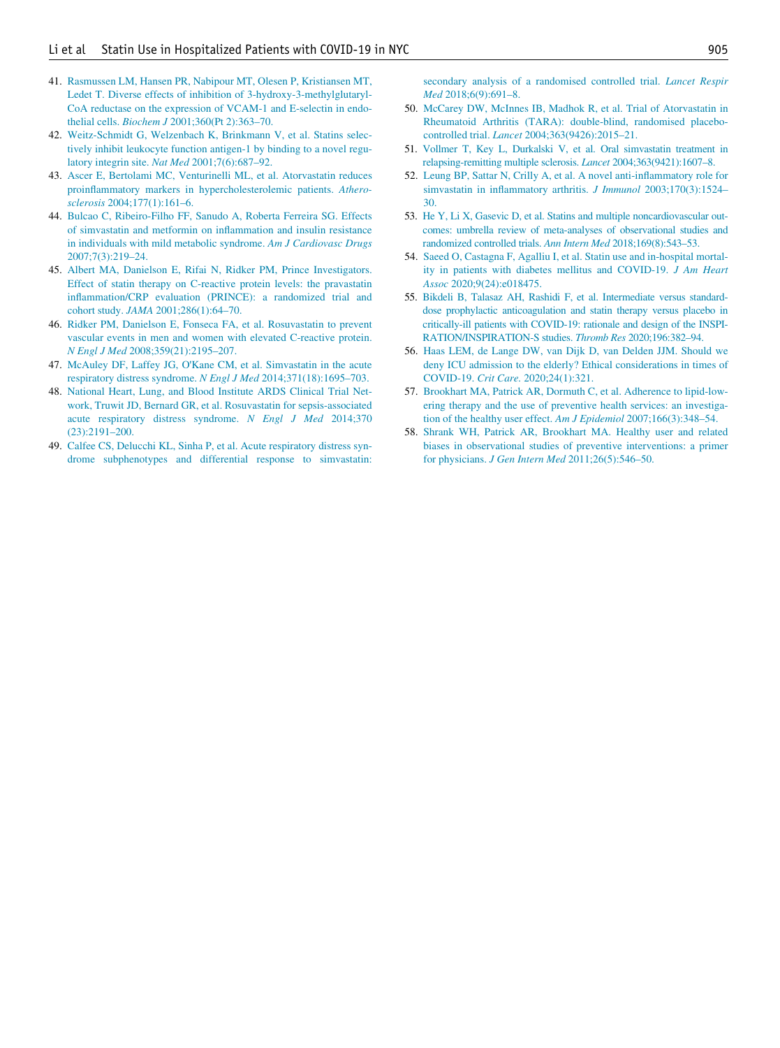41. Rasmussen LM, Hansen PR, Nabipour MT, Olesen P, Kristiansen MT, Ledet T. Diverse effects of inhibition of 3-hydroxy-3-methylglutaryl-CoA reductase on the expression of VCAM-1 and E-selectin in endothelial cells. *Biochem J* 2001;360(Pt 2):363–70.
42. Weitz-Schmidt G, Welzenbach K, Brinkmann V, et al. Statins selectively inhibit leukocyte function antigen-1 by binding to a novel regulatory integrin site. *Nat Med* 2001;7(6):687–92.
43. Ascer E, Bertolami MC, Venturinelli ML, et al. Atorvastatin reduces proinflammatory markers in hypercholesterolemic patients. *Atherosclerosis* 2004;177(1):161–6.
44. Bulcao C, Ribeiro-Filho FF, Sanudo A, Roberta Ferreira SG. Effects of simvastatin and metformin on inflammation and insulin resistance in individuals with mild metabolic syndrome. *Am J Cardiovasc Drugs* 2007;7(3):219–24.
45. Albert MA, Danielson E, Rifai N, Ridker PM, Prince Investigators. Effect of statin therapy on C-reactive protein levels: the pravastatin inflammation/CRP evaluation (PRINCE): a randomized trial and cohort study. *JAMA* 2001;286(1):64–70.
46. Ridker PM, Danielson E, Fonseca FA, et al. Rosuvastatin to prevent vascular events in men and women with elevated C-reactive protein. *N Engl J Med* 2008;359(21):2195–207.
47. McAuley DF, Laffey JG, O'Kane CM, et al. Simvastatin in the acute respiratory distress syndrome. *N Engl J Med* 2014;371(18):1695–703.
48. National Heart, Lung, and Blood Institute ARDS Clinical Trial Network, Truwit JD, Bernard GR, et al. Rosuvastatin for sepsis-associated acute respiratory distress syndrome. *N Engl J Med* 2014;370(23):2191–200.
49. Calfee CS, Delucchi KL, Sinha P, et al. Acute respiratory distress syndrome subphenotypes and differential response to simvastatin: secondary analysis of a randomised controlled trial. *Lancet Respir Med* 2018;6(9):691–8.
50. McCarey DW, McInnes IB, Madhok R, et al. Trial of Atorvastatin in Rheumatoid Arthritis (TARA): double-blind, randomised placebo-controlled trial. *Lancet* 2004;363(9426):2015–21.
51. Vollmer T, Key L, Durkalski V, et al. Oral simvastatin treatment in relapsing-remitting multiple sclerosis. *Lancet* 2004;363(9421):1607–8.
52. Leung BP, Sattar N, Crilly A, et al. A novel anti-inflammatory role for simvastatin in inflammatory arthritis. *J Immunol* 2003;170(3):1524–30.
53. He Y, Li X, Gasevic D, et al. Statins and multiple noncardiovascular outcomes: umbrella review of meta-analyses of observational studies and randomized controlled trials. *Ann Intern Med* 2018;169(8):543–53.
54. Saeed O, Castagna F, Agalliu I, et al. Statin use and in-hospital mortality in patients with diabetes mellitus and COVID-19. *J Am Heart Assoc* 2020;9(24):e018475.
55. Bikdeli B, Talasaz AH, Rashidi F, et al. Intermediate versus standard-dose prophylactic anticoagulation and statin therapy versus placebo in critically-ill patients with COVID-19: rationale and design of the INSPIRATION/INSPIRATION-S studies. *Thromb Res* 2020;196:382–94.
56. Haas LEM, de Lange DW, van Dijk D, van Delden JJM. Should we deny ICU admission to the elderly? Ethical considerations in times of COVID-19. *Crit Care*. 2020;24(1):321.
57. Brookhart MA, Patrick AR, Dormuth C, et al. Adherence to lipid-lowering therapy and the use of preventive health services: an investigation of the healthy user effect. *Am J Epidemiol* 2007;166(3):348–54.
58. Shrank WH, Patrick AR, Brookhart MA. Healthy user and related biases in observational studies of preventive interventions: a primer for physicians. *J Gen Intern Med* 2011;26(5):546–50.